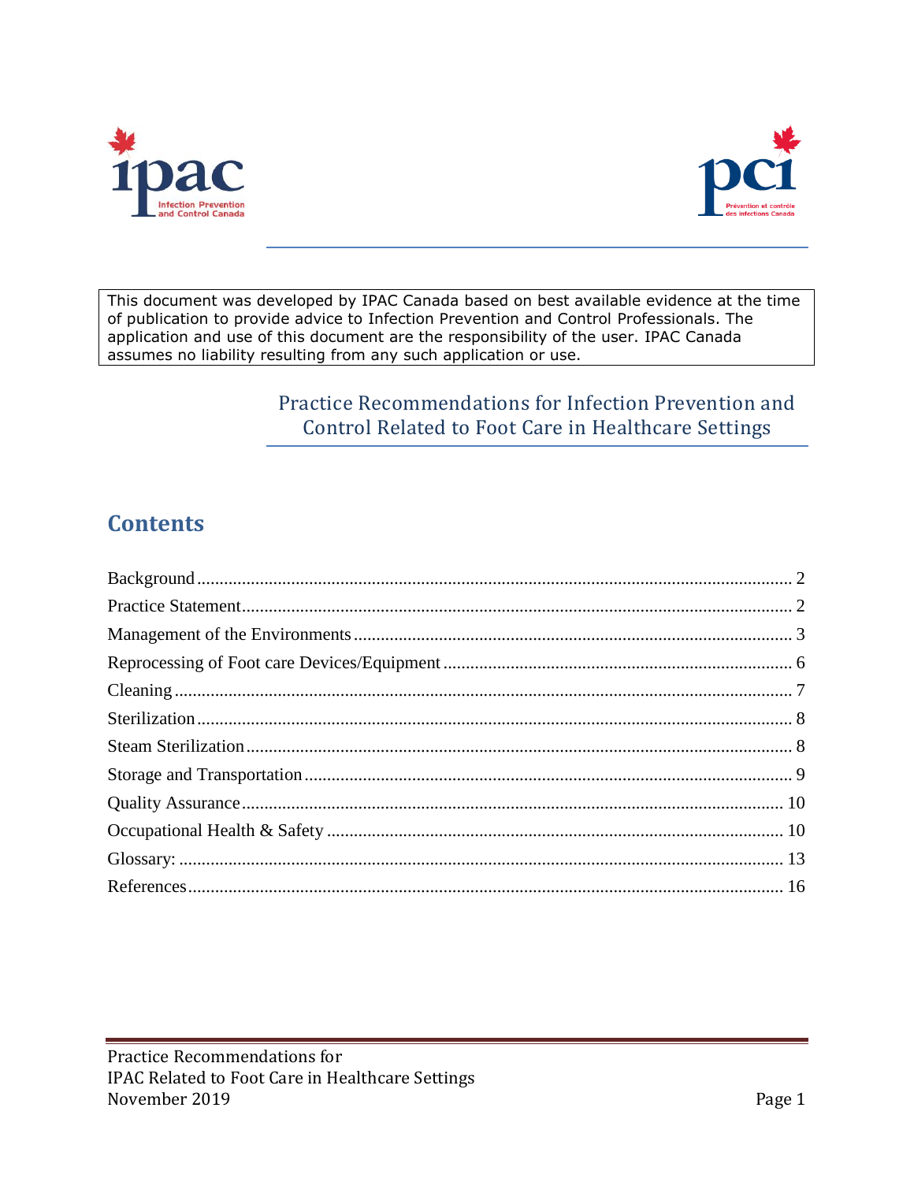This document was developed by IPAC Canada based on best available evidence at the time of publication to provide advice to Infection Prevention and Control Professionals. The application and use of this document are the responsibility of the user. IPAC Canada assumes no liability resulting from any such application or use.

# Practice Recommendations for Infection Prevention and Control Related to Foot Care in Healthcare Settings

## Contents

Background ........................................................................ 2
Practice Statement ............................................................... 2
Management of the Environments ........................................... 3
Reprocessing of Foot care Devices/Equipment ........................... 6
Cleaning ............................................................................ 7
Sterilization ....................................................................... 8
Steam Sterilization ............................................................... 8
Storage and Transportation .................................................... 9
Quality Assurance ................................................................ 10
Occupational Health & Safety ................................................ 10
Glossary: ........................................................................... 13
References .......................................................................... 16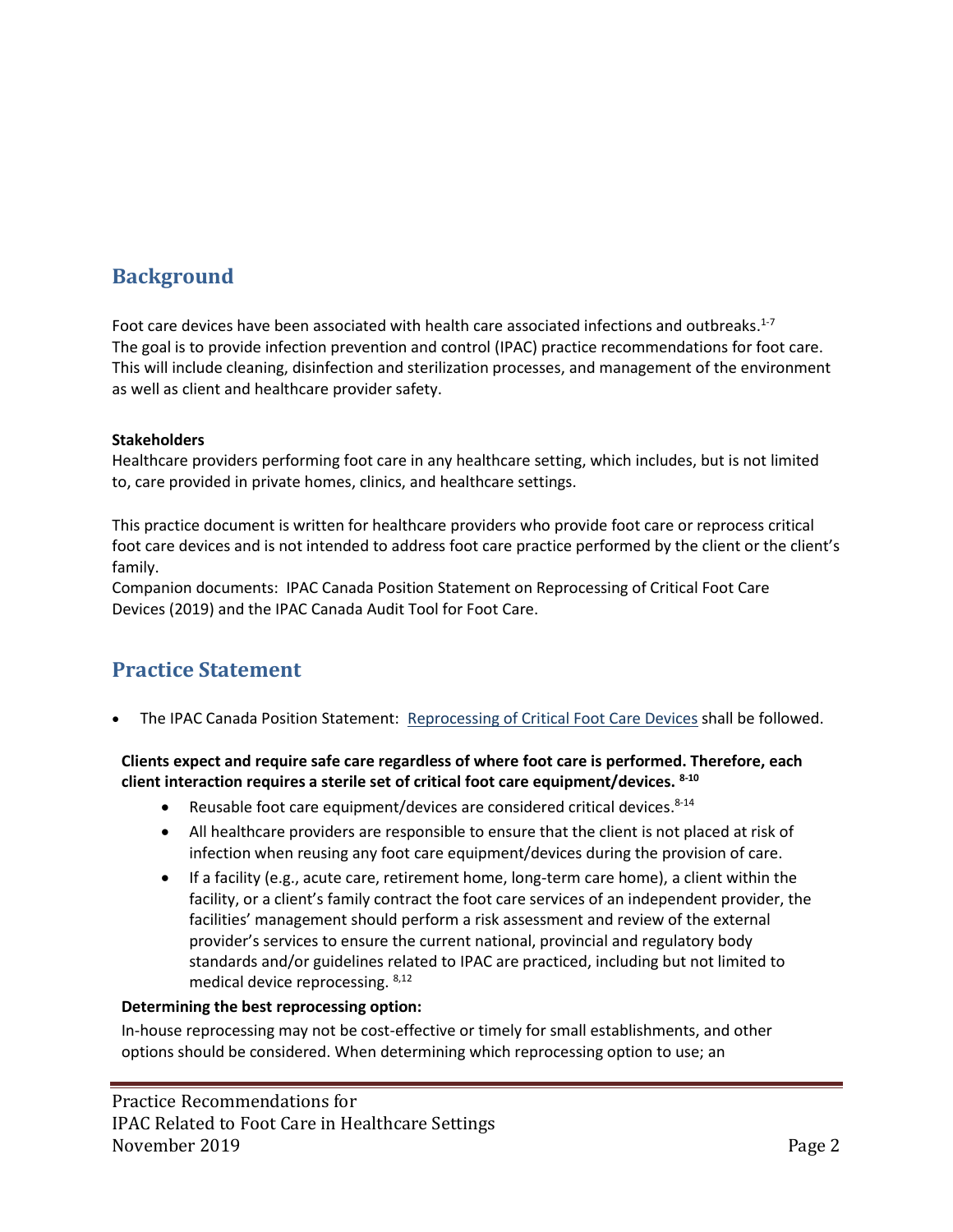## Background

Foot care devices have been associated with health care associated infections and outbreaks.[1-7] The goal is to provide infection prevention and control (IPAC) practice recommendations for foot care. This will include cleaning, disinfection and sterilization processes, and management of the environment as well as client and healthcare provider safety.

**Stakeholders**
Healthcare providers performing foot care in any healthcare setting, which includes, but is not limited to, care provided in private homes, clinics, and healthcare settings.

This practice document is written for healthcare providers who provide foot care or reprocess critical foot care devices and is not intended to address foot care practice performed by the client or the client's family.
Companion documents: IPAC Canada Position Statement on Reprocessing of Critical Foot Care Devices (2019) and the IPAC Canada Audit Tool for Foot Care.

## Practice Statement

- The IPAC Canada Position Statement: Reprocessing of Critical Foot Care Devices shall be followed.

**Clients expect and require safe care regardless of where foot care is performed. Therefore, each client interaction requires a sterile set of critical foot care equipment/devices.** [8-10]

- Reusable foot care equipment/devices are considered critical devices.[8-14]
- All healthcare providers are responsible to ensure that the client is not placed at risk of infection when reusing any foot care equipment/devices during the provision of care.
- If a facility (e.g., acute care, retirement home, long-term care home), a client within the facility, or a client's family contract the foot care services of an independent provider, the facilities' management should perform a risk assessment and review of the external provider's services to ensure the current national, provincial and regulatory body standards and/or guidelines related to IPAC are practiced, including but not limited to medical device reprocessing. [8,12]

**Determining the best reprocessing option:**
In-house reprocessing may not be cost-effective or timely for small establishments, and other options should be considered. When determining which reprocessing option to use; an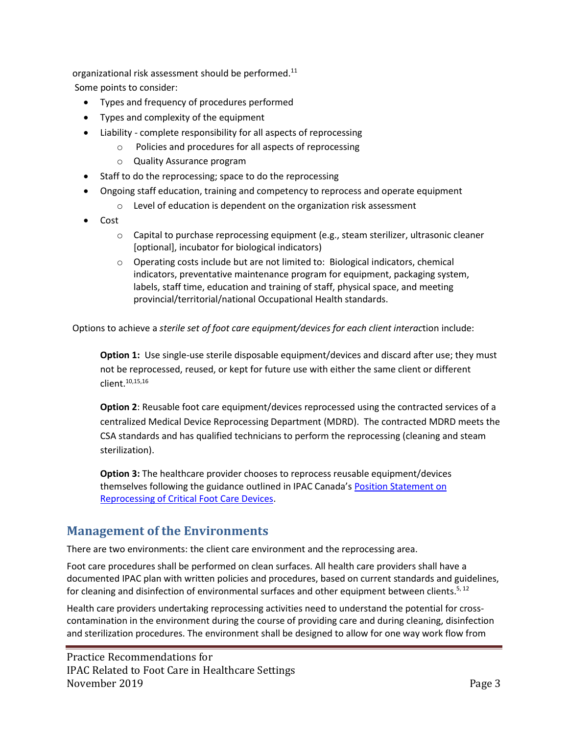organizational risk assessment should be performed.[11]

Some points to consider:

- Types and frequency of procedures performed
- Types and complexity of the equipment
- Liability - complete responsibility for all aspects of reprocessing
  - Policies and procedures for all aspects of reprocessing
  - Quality Assurance program
- Staff to do the reprocessing; space to do the reprocessing
- Ongoing staff education, training and competency to reprocess and operate equipment
  - Level of education is dependent on the organization risk assessment
- Cost
  - Capital to purchase reprocessing equipment (e.g., steam sterilizer, ultrasonic cleaner [optional], incubator for biological indicators)
  - Operating costs include but are not limited to: Biological indicators, chemical indicators, preventative maintenance program for equipment, packaging system, labels, staff time, education and training of staff, physical space, and meeting provincial/territorial/national Occupational Health standards.

Options to achieve a *sterile set of foot care equipment/devices for each client interac*tion include:

> **Option 1:** Use single-use sterile disposable equipment/devices and discard after use; they must not be reprocessed, reused, or kept for future use with either the same client or different client.[10,15,16]
>
> **Option 2**: Reusable foot care equipment/devices reprocessed using the contracted services of a centralized Medical Device Reprocessing Department (MDRD). The contracted MDRD meets the CSA standards and has qualified technicians to perform the reprocessing (cleaning and steam sterilization).
>
> **Option 3:** The healthcare provider chooses to reprocess reusable equipment/devices themselves following the guidance outlined in IPAC Canada's Position Statement on Reprocessing of Critical Foot Care Devices.

## Management of the Environments

There are two environments: the client care environment and the reprocessing area.

Foot care procedures shall be performed on clean surfaces. All health care providers shall have a documented IPAC plan with written policies and procedures, based on current standards and guidelines, for cleaning and disinfection of environmental surfaces and other equipment between clients.[5, 12]

Health care providers undertaking reprocessing activities need to understand the potential for cross-contamination in the environment during the course of providing care and during cleaning, disinfection and sterilization procedures. The environment shall be designed to allow for one way work flow from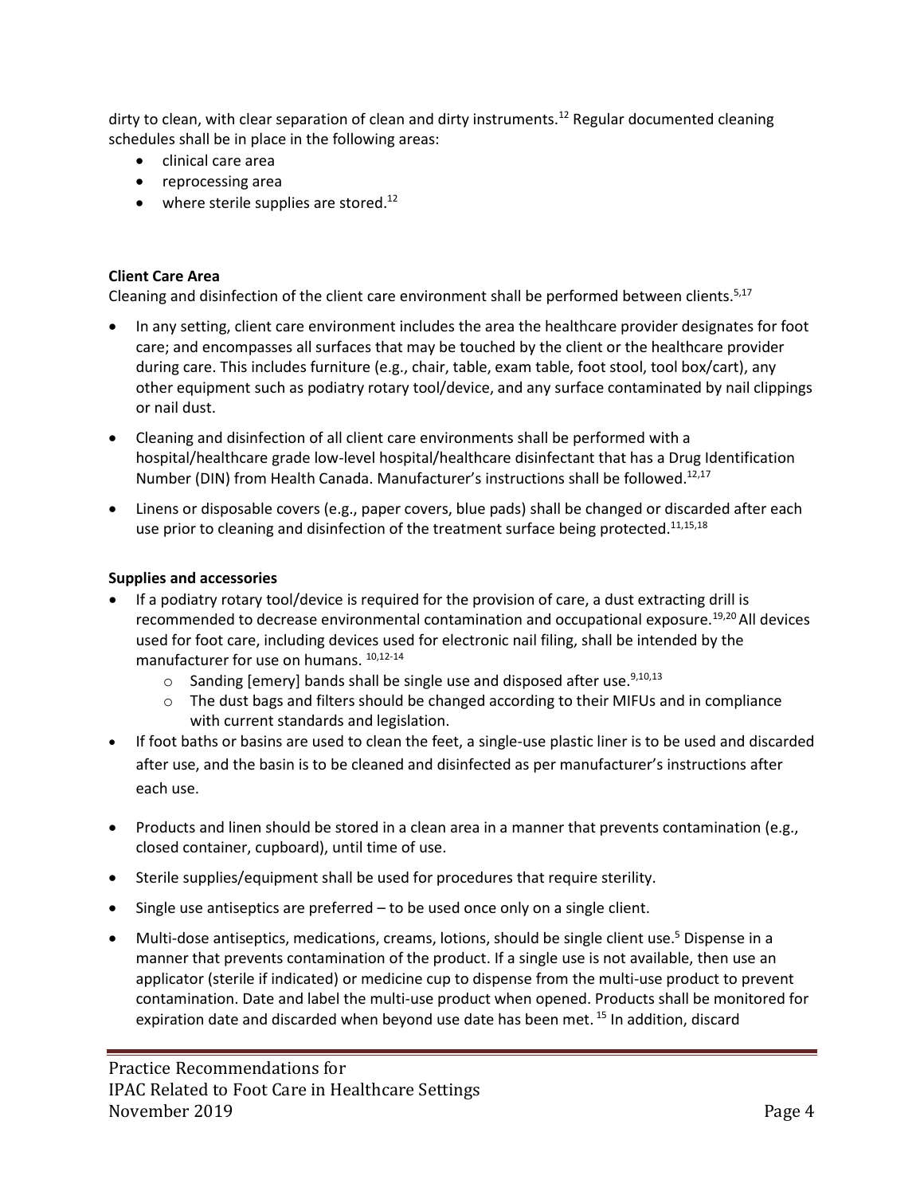dirty to clean, with clear separation of clean and dirty instruments.[12] Regular documented cleaning schedules shall be in place in the following areas:

- clinical care area
- reprocessing area
- where sterile supplies are stored.[12]

**Client Care Area**

Cleaning and disinfection of the client care environment shall be performed between clients.[5,17]

- In any setting, client care environment includes the area the healthcare provider designates for foot care; and encompasses all surfaces that may be touched by the client or the healthcare provider during care. This includes furniture (e.g., chair, table, exam table, foot stool, tool box/cart), any other equipment such as podiatry rotary tool/device, and any surface contaminated by nail clippings or nail dust.
- Cleaning and disinfection of all client care environments shall be performed with a hospital/healthcare grade low-level hospital/healthcare disinfectant that has a Drug Identification Number (DIN) from Health Canada. Manufacturer's instructions shall be followed.[12,17]
- Linens or disposable covers (e.g., paper covers, blue pads) shall be changed or discarded after each use prior to cleaning and disinfection of the treatment surface being protected.[11,15,18]

**Supplies and accessories**

- If a podiatry rotary tool/device is required for the provision of care, a dust extracting drill is recommended to decrease environmental contamination and occupational exposure.[19,20] All devices used for foot care, including devices used for electronic nail filing, shall be intended by the manufacturer for use on humans. [10,12-14]
  - Sanding [emery] bands shall be single use and disposed after use.[9,10,13]
  - The dust bags and filters should be changed according to their MIFUs and in compliance with current standards and legislation.
- If foot baths or basins are used to clean the feet, a single-use plastic liner is to be used and discarded after use, and the basin is to be cleaned and disinfected as per manufacturer's instructions after each use.
- Products and linen should be stored in a clean area in a manner that prevents contamination (e.g., closed container, cupboard), until time of use.
- Sterile supplies/equipment shall be used for procedures that require sterility.
- Single use antiseptics are preferred – to be used once only on a single client.
- Multi-dose antiseptics, medications, creams, lotions, should be single client use.[5] Dispense in a manner that prevents contamination of the product. If a single use is not available, then use an applicator (sterile if indicated) or medicine cup to dispense from the multi-use product to prevent contamination. Date and label the multi-use product when opened. Products shall be monitored for expiration date and discarded when beyond use date has been met. [15] In addition, discard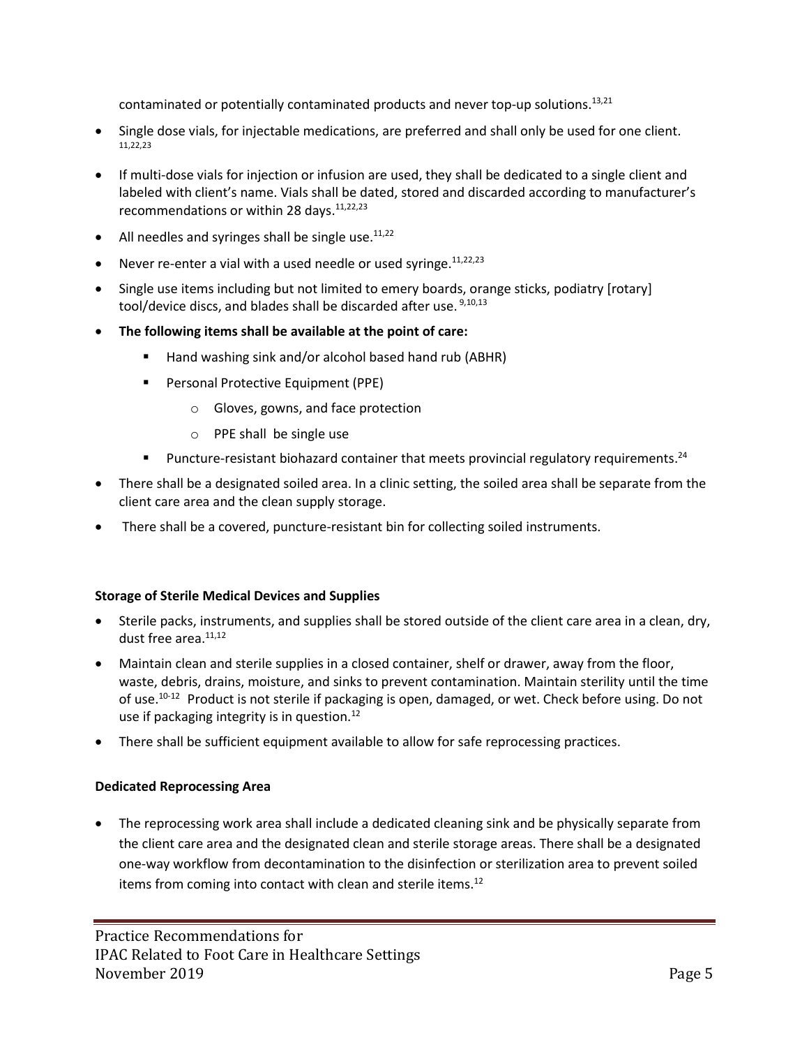contaminated or potentially contaminated products and never top-up solutions.[13,21]

- Single dose vials, for injectable medications, are preferred and shall only be used for one client. [11,22,23]
- If multi-dose vials for injection or infusion are used, they shall be dedicated to a single client and labeled with client's name. Vials shall be dated, stored and discarded according to manufacturer's recommendations or within 28 days.[11,22,23]
- All needles and syringes shall be single use.[11,22]
- Never re-enter a vial with a used needle or used syringe.[11,22,23]
- Single use items including but not limited to emery boards, orange sticks, podiatry [rotary] tool/device discs, and blades shall be discarded after use. [9,10,13]
- **The following items shall be available at the point of care:**
  - Hand washing sink and/or alcohol based hand rub (ABHR)
  - Personal Protective Equipment (PPE)
    - Gloves, gowns, and face protection
    - PPE shall be single use
  - Puncture-resistant biohazard container that meets provincial regulatory requirements.[24]
- There shall be a designated soiled area. In a clinic setting, the soiled area shall be separate from the client care area and the clean supply storage.
- There shall be a covered, puncture-resistant bin for collecting soiled instruments.

**Storage of Sterile Medical Devices and Supplies**

- Sterile packs, instruments, and supplies shall be stored outside of the client care area in a clean, dry, dust free area.[11,12]
- Maintain clean and sterile supplies in a closed container, shelf or drawer, away from the floor, waste, debris, drains, moisture, and sinks to prevent contamination. Maintain sterility until the time of use.[10-12] Product is not sterile if packaging is open, damaged, or wet. Check before using. Do not use if packaging integrity is in question.[12]
- There shall be sufficient equipment available to allow for safe reprocessing practices.

**Dedicated Reprocessing Area**

- The reprocessing work area shall include a dedicated cleaning sink and be physically separate from the client care area and the designated clean and sterile storage areas. There shall be a designated one-way workflow from decontamination to the disinfection or sterilization area to prevent soiled items from coming into contact with clean and sterile items.[12]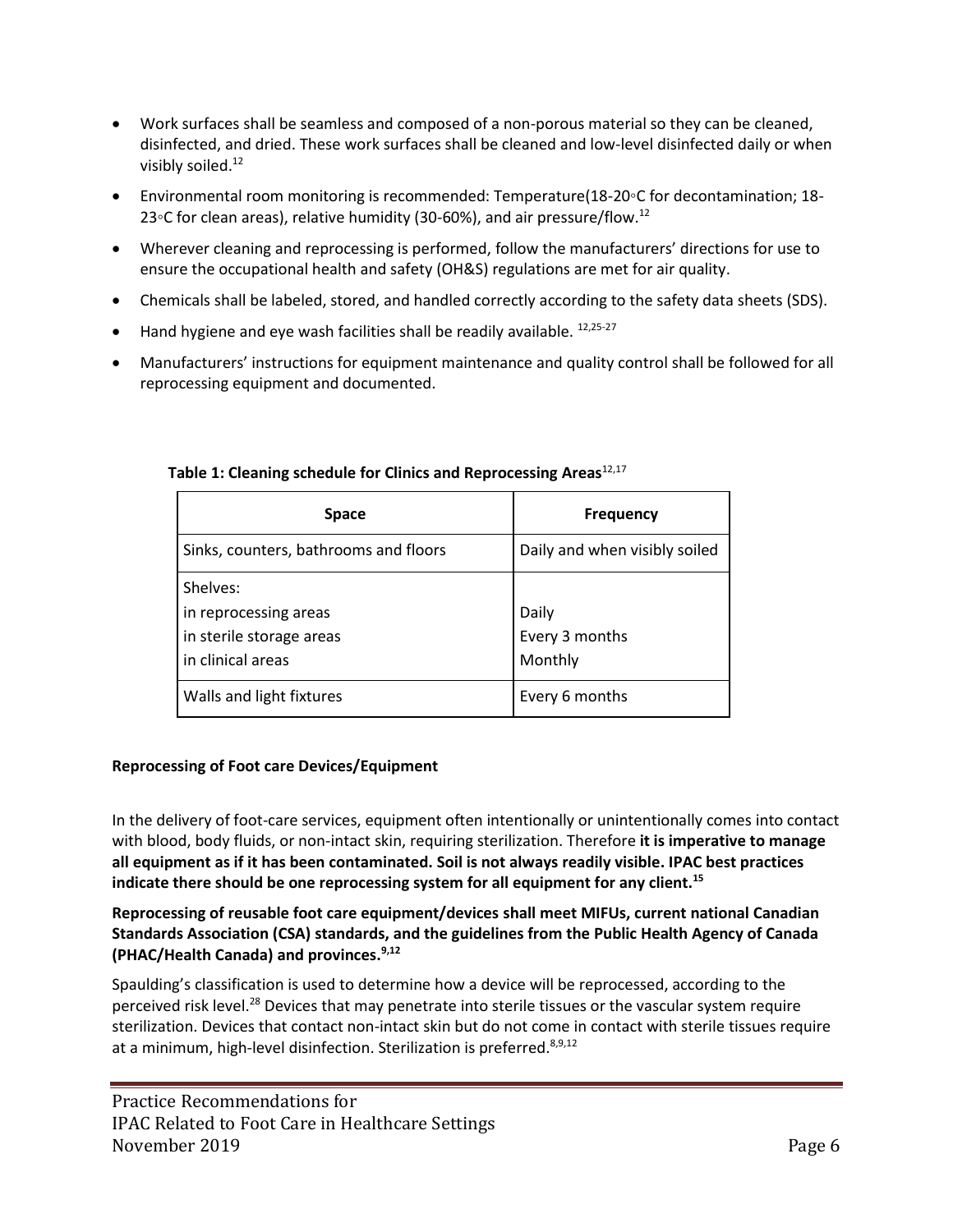- Work surfaces shall be seamless and composed of a non-porous material so they can be cleaned, disinfected, and dried. These work surfaces shall be cleaned and low-level disinfected daily or when visibly soiled.[12]
- Environmental room monitoring is recommended: Temperature(18-20◦C for decontamination; 18-23◦C for clean areas), relative humidity (30-60%), and air pressure/flow.[12]
- Wherever cleaning and reprocessing is performed, follow the manufacturers' directions for use to ensure the occupational health and safety (OH&S) regulations are met for air quality.
- Chemicals shall be labeled, stored, and handled correctly according to the safety data sheets (SDS).
- Hand hygiene and eye wash facilities shall be readily available. [12,25-27]
- Manufacturers' instructions for equipment maintenance and quality control shall be followed for all reprocessing equipment and documented.

**Table 1: Cleaning schedule for Clinics and Reprocessing Areas**[12,17]

| Space | Frequency |
|---|---|
| Sinks, counters, bathrooms and floors | Daily and when visibly soiled |
| Shelves:<br>in reprocessing areas<br>in sterile storage areas<br>in clinical areas | <br>Daily<br>Every 3 months<br>Monthly |
| Walls and light fixtures | Every 6 months |

**Reprocessing of Foot care Devices/Equipment**

In the delivery of foot-care services, equipment often intentionally or unintentionally comes into contact with blood, body fluids, or non-intact skin, requiring sterilization. Therefore **it is imperative to manage all equipment as if it has been contaminated. Soil is not always readily visible. IPAC best practices indicate there should be one reprocessing system for all equipment for any client.[15]**

**Reprocessing of reusable foot care equipment/devices shall meet MIFUs, current national Canadian Standards Association (CSA) standards, and the guidelines from the Public Health Agency of Canada (PHAC/Health Canada) and provinces.[9,12]**

Spaulding's classification is used to determine how a device will be reprocessed, according to the perceived risk level.[28] Devices that may penetrate into sterile tissues or the vascular system require sterilization. Devices that contact non-intact skin but do not come in contact with sterile tissues require at a minimum, high-level disinfection. Sterilization is preferred.[8,9,12]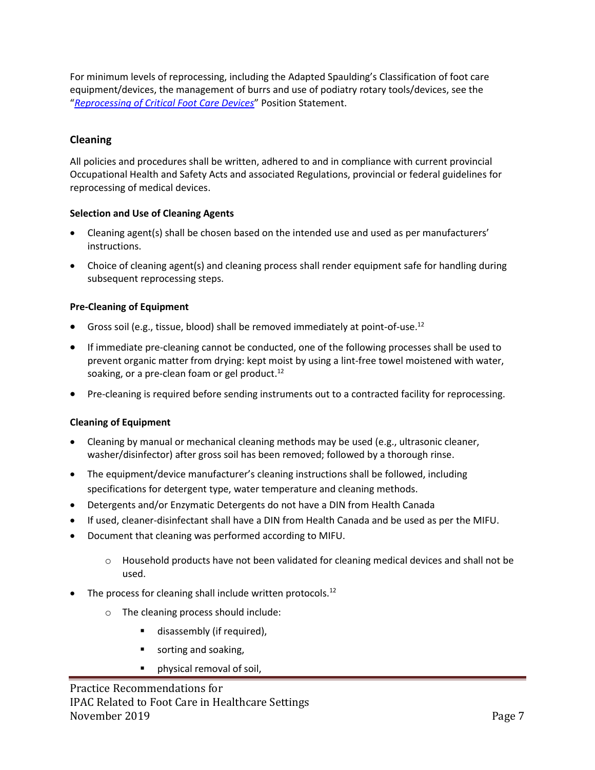For minimum levels of reprocessing, including the Adapted Spaulding's Classification of foot care equipment/devices, the management of burrs and use of podiatry rotary tools/devices, see the "*Reprocessing of Critical Foot Care Devices*" Position Statement.

## Cleaning

All policies and procedures shall be written, adhered to and in compliance with current provincial Occupational Health and Safety Acts and associated Regulations, provincial or federal guidelines for reprocessing of medical devices.

### Selection and Use of Cleaning Agents

- Cleaning agent(s) shall be chosen based on the intended use and used as per manufacturers' instructions.
- Choice of cleaning agent(s) and cleaning process shall render equipment safe for handling during subsequent reprocessing steps.

### Pre-Cleaning of Equipment

- Gross soil (e.g., tissue, blood) shall be removed immediately at point-of-use.[12]
- If immediate pre-cleaning cannot be conducted, one of the following processes shall be used to prevent organic matter from drying: kept moist by using a lint-free towel moistened with water, soaking, or a pre-clean foam or gel product.[12]
- Pre-cleaning is required before sending instruments out to a contracted facility for reprocessing.

### Cleaning of Equipment

- Cleaning by manual or mechanical cleaning methods may be used (e.g., ultrasonic cleaner, washer/disinfector) after gross soil has been removed; followed by a thorough rinse.
- The equipment/device manufacturer's cleaning instructions shall be followed, including specifications for detergent type, water temperature and cleaning methods.
- Detergents and/or Enzymatic Detergents do not have a DIN from Health Canada
- If used, cleaner-disinfectant shall have a DIN from Health Canada and be used as per the MIFU.
- Document that cleaning was performed according to MIFU.
  - Household products have not been validated for cleaning medical devices and shall not be used.
- The process for cleaning shall include written protocols.[12]
  - The cleaning process should include:
    - disassembly (if required),
    - sorting and soaking,
    - physical removal of soil,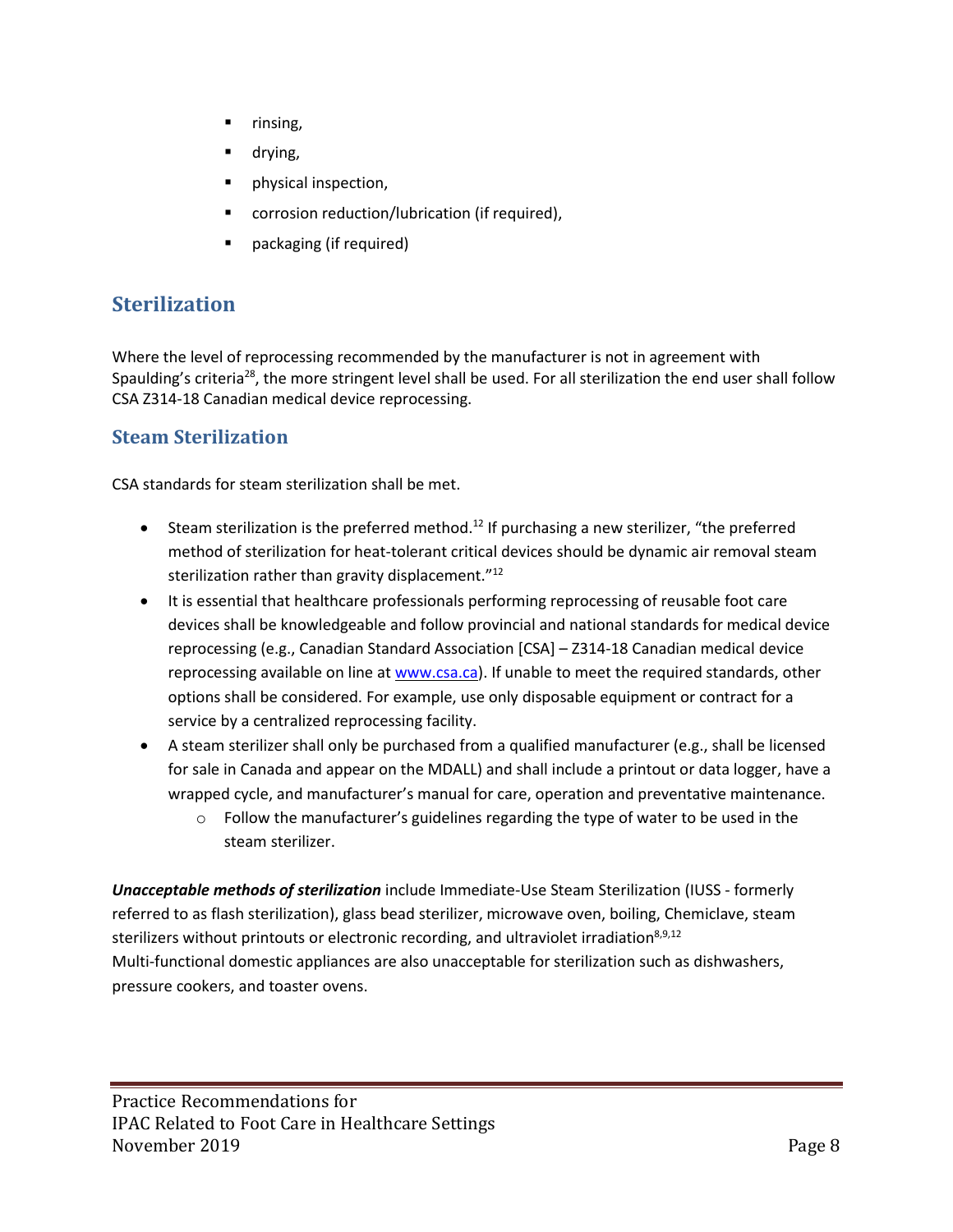- rinsing,
- drying,
- physical inspection,
- corrosion reduction/lubrication (if required),
- packaging (if required)

## Sterilization

Where the level of reprocessing recommended by the manufacturer is not in agreement with Spaulding's criteria[28], the more stringent level shall be used. For all sterilization the end user shall follow CSA Z314-18 Canadian medical device reprocessing.

### Steam Sterilization

CSA standards for steam sterilization shall be met.

- Steam sterilization is the preferred method.[12] If purchasing a new sterilizer, "the preferred method of sterilization for heat-tolerant critical devices should be dynamic air removal steam sterilization rather than gravity displacement."[12]
- It is essential that healthcare professionals performing reprocessing of reusable foot care devices shall be knowledgeable and follow provincial and national standards for medical device reprocessing (e.g., Canadian Standard Association [CSA] – Z314-18 Canadian medical device reprocessing available on line at www.csa.ca). If unable to meet the required standards, other options shall be considered. For example, use only disposable equipment or contract for a service by a centralized reprocessing facility.
- A steam sterilizer shall only be purchased from a qualified manufacturer (e.g., shall be licensed for sale in Canada and appear on the MDALL) and shall include a printout or data logger, have a wrapped cycle, and manufacturer's manual for care, operation and preventative maintenance.
    - Follow the manufacturer's guidelines regarding the type of water to be used in the steam sterilizer.

***Unacceptable methods of sterilization*** include Immediate-Use Steam Sterilization (IUSS - formerly referred to as flash sterilization), glass bead sterilizer, microwave oven, boiling, Chemiclave, steam sterilizers without printouts or electronic recording, and ultraviolet irradiation[8,9,12]
Multi-functional domestic appliances are also unacceptable for sterilization such as dishwashers, pressure cookers, and toaster ovens.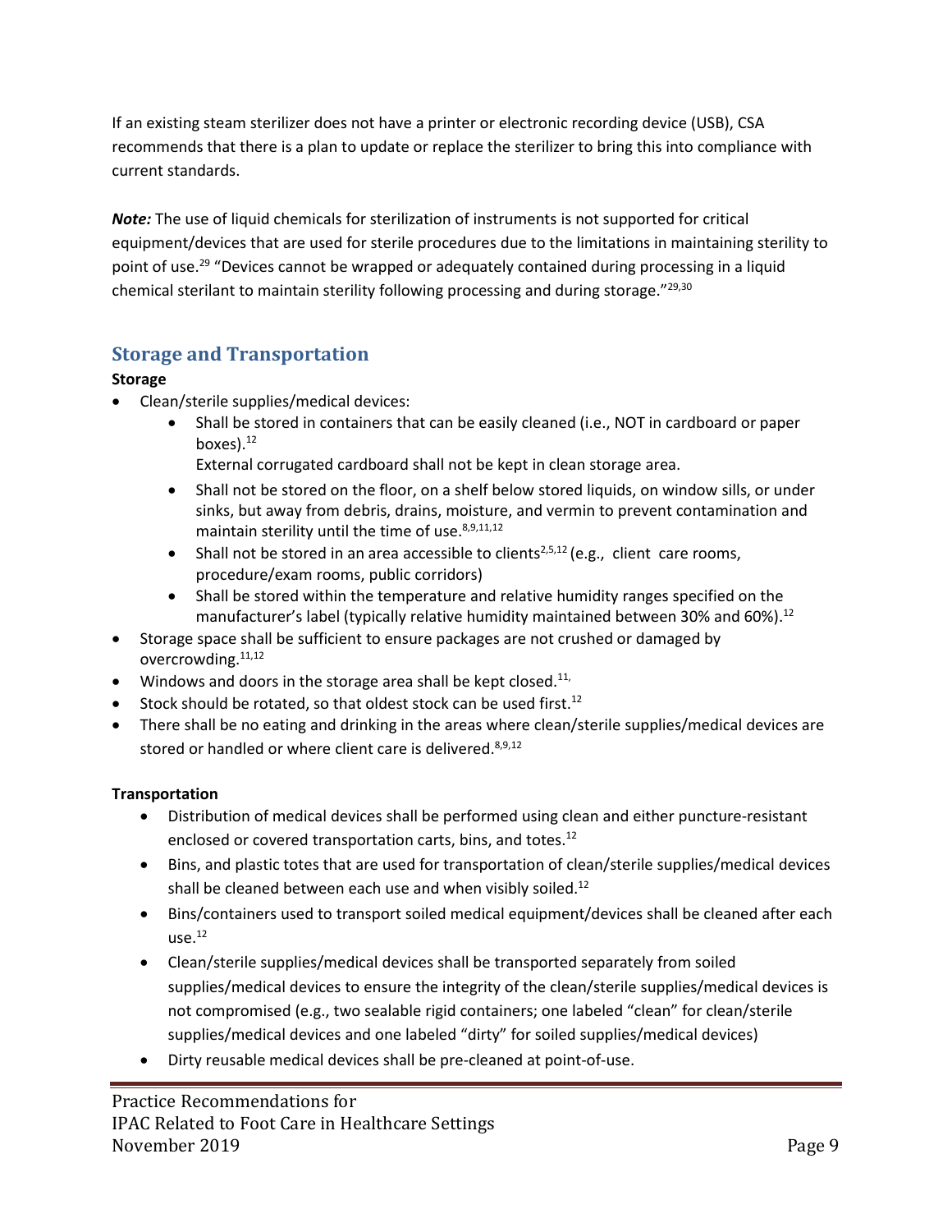If an existing steam sterilizer does not have a printer or electronic recording device (USB), CSA recommends that there is a plan to update or replace the sterilizer to bring this into compliance with current standards.

***Note:*** The use of liquid chemicals for sterilization of instruments is not supported for critical equipment/devices that are used for sterile procedures due to the limitations in maintaining sterility to point of use.[29] "Devices cannot be wrapped or adequately contained during processing in a liquid chemical sterilant to maintain sterility following processing and during storage."[29,30]

## Storage and Transportation

**Storage**

- Clean/sterile supplies/medical devices:
  - Shall be stored in containers that can be easily cleaned (i.e., NOT in cardboard or paper boxes).[12]
    External corrugated cardboard shall not be kept in clean storage area.
  - Shall not be stored on the floor, on a shelf below stored liquids, on window sills, or under sinks, but away from debris, drains, moisture, and vermin to prevent contamination and maintain sterility until the time of use.[8,9,11,12]
  - Shall not be stored in an area accessible to clients[2,5,12] (e.g., client care rooms, procedure/exam rooms, public corridors)
  - Shall be stored within the temperature and relative humidity ranges specified on the manufacturer's label (typically relative humidity maintained between 30% and 60%).[12]
- Storage space shall be sufficient to ensure packages are not crushed or damaged by overcrowding.[11,12]
- Windows and doors in the storage area shall be kept closed.[11,]
- Stock should be rotated, so that oldest stock can be used first.[12]
- There shall be no eating and drinking in the areas where clean/sterile supplies/medical devices are stored or handled or where client care is delivered.[8,9,12]

**Transportation**

- Distribution of medical devices shall be performed using clean and either puncture-resistant enclosed or covered transportation carts, bins, and totes.[12]
- Bins, and plastic totes that are used for transportation of clean/sterile supplies/medical devices shall be cleaned between each use and when visibly soiled.[12]
- Bins/containers used to transport soiled medical equipment/devices shall be cleaned after each use.[12]
- Clean/sterile supplies/medical devices shall be transported separately from soiled supplies/medical devices to ensure the integrity of the clean/sterile supplies/medical devices is not compromised (e.g., two sealable rigid containers; one labeled "clean" for clean/sterile supplies/medical devices and one labeled "dirty" for soiled supplies/medical devices)
- Dirty reusable medical devices shall be pre-cleaned at point-of-use.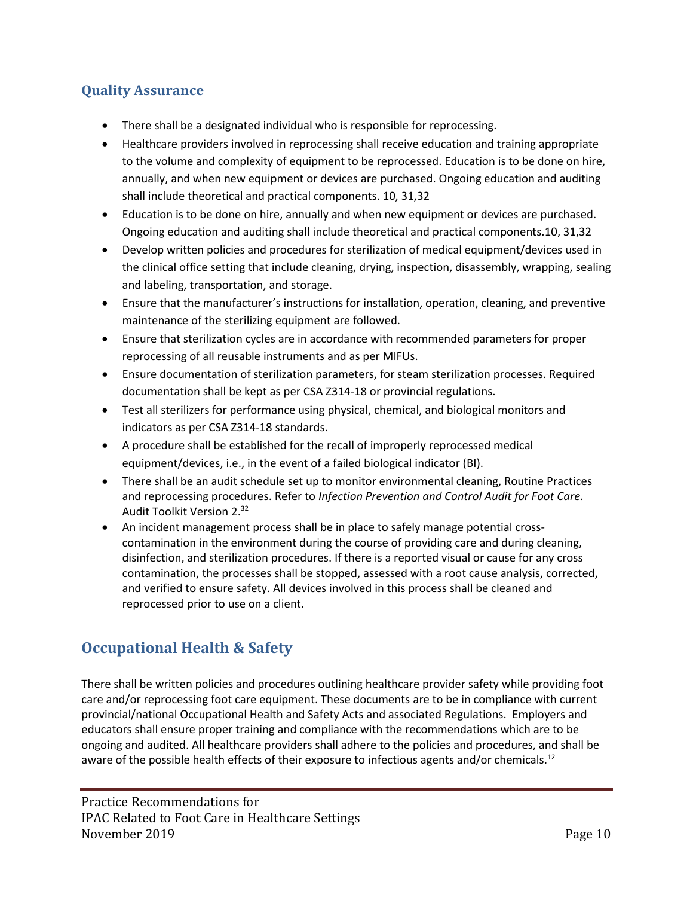## Quality Assurance

- There shall be a designated individual who is responsible for reprocessing.
- Healthcare providers involved in reprocessing shall receive education and training appropriate to the volume and complexity of equipment to be reprocessed. Education is to be done on hire, annually, and when new equipment or devices are purchased. Ongoing education and auditing shall include theoretical and practical components. 10, 31,32
- Education is to be done on hire, annually and when new equipment or devices are purchased. Ongoing education and auditing shall include theoretical and practical components.10, 31,32
- Develop written policies and procedures for sterilization of medical equipment/devices used in the clinical office setting that include cleaning, drying, inspection, disassembly, wrapping, sealing and labeling, transportation, and storage.
- Ensure that the manufacturer's instructions for installation, operation, cleaning, and preventive maintenance of the sterilizing equipment are followed.
- Ensure that sterilization cycles are in accordance with recommended parameters for proper reprocessing of all reusable instruments and as per MIFUs.
- Ensure documentation of sterilization parameters, for steam sterilization processes. Required documentation shall be kept as per CSA Z314-18 or provincial regulations.
- Test all sterilizers for performance using physical, chemical, and biological monitors and indicators as per CSA Z314-18 standards.
- A procedure shall be established for the recall of improperly reprocessed medical equipment/devices, i.e., in the event of a failed biological indicator (BI).
- There shall be an audit schedule set up to monitor environmental cleaning, Routine Practices and reprocessing procedures. Refer to *Infection Prevention and Control Audit for Foot Care*. Audit Toolkit Version 2.[32]
- An incident management process shall be in place to safely manage potential cross-contamination in the environment during the course of providing care and during cleaning, disinfection, and sterilization procedures. If there is a reported visual or cause for any cross contamination, the processes shall be stopped, assessed with a root cause analysis, corrected, and verified to ensure safety. All devices involved in this process shall be cleaned and reprocessed prior to use on a client.

## Occupational Health & Safety

There shall be written policies and procedures outlining healthcare provider safety while providing foot care and/or reprocessing foot care equipment. These documents are to be in compliance with current provincial/national Occupational Health and Safety Acts and associated Regulations. Employers and educators shall ensure proper training and compliance with the recommendations which are to be ongoing and audited. All healthcare providers shall adhere to the policies and procedures, and shall be aware of the possible health effects of their exposure to infectious agents and/or chemicals.[12]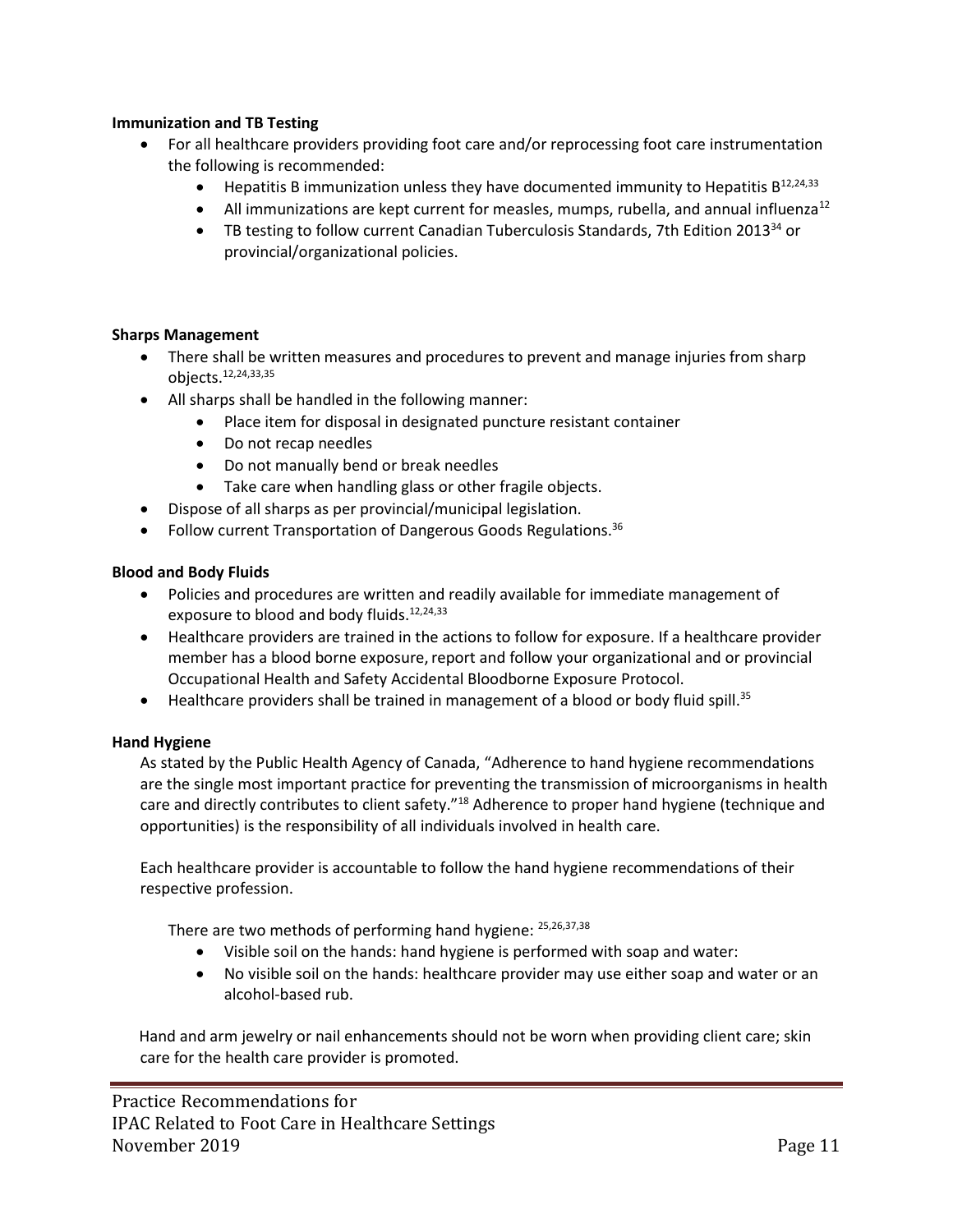**Immunization and TB Testing**

- For all healthcare providers providing foot care and/or reprocessing foot care instrumentation the following is recommended:
  - Hepatitis B immunization unless they have documented immunity to Hepatitis B[12,24,33]
  - All immunizations are kept current for measles, mumps, rubella, and annual influenza[12]
  - TB testing to follow current Canadian Tuberculosis Standards, 7th Edition 2013[34] or provincial/organizational policies.

**Sharps Management**

- There shall be written measures and procedures to prevent and manage injuries from sharp objects.[12,24,33,35]
- All sharps shall be handled in the following manner:
  - Place item for disposal in designated puncture resistant container
  - Do not recap needles
  - Do not manually bend or break needles
  - Take care when handling glass or other fragile objects.
- Dispose of all sharps as per provincial/municipal legislation.
- Follow current Transportation of Dangerous Goods Regulations.[36]

**Blood and Body Fluids**

- Policies and procedures are written and readily available for immediate management of exposure to blood and body fluids.[12,24,33]
- Healthcare providers are trained in the actions to follow for exposure. If a healthcare provider member has a blood borne exposure, report and follow your organizational and or provincial Occupational Health and Safety Accidental Bloodborne Exposure Protocol.
- Healthcare providers shall be trained in management of a blood or body fluid spill.[35]

**Hand Hygiene**

As stated by the Public Health Agency of Canada, "Adherence to hand hygiene recommendations are the single most important practice for preventing the transmission of microorganisms in health care and directly contributes to client safety."[18] Adherence to proper hand hygiene (technique and opportunities) is the responsibility of all individuals involved in health care.

Each healthcare provider is accountable to follow the hand hygiene recommendations of their respective profession.

There are two methods of performing hand hygiene: [25,26,37,38]

- Visible soil on the hands: hand hygiene is performed with soap and water:
- No visible soil on the hands: healthcare provider may use either soap and water or an alcohol-based rub.

Hand and arm jewelry or nail enhancements should not be worn when providing client care; skin care for the health care provider is promoted.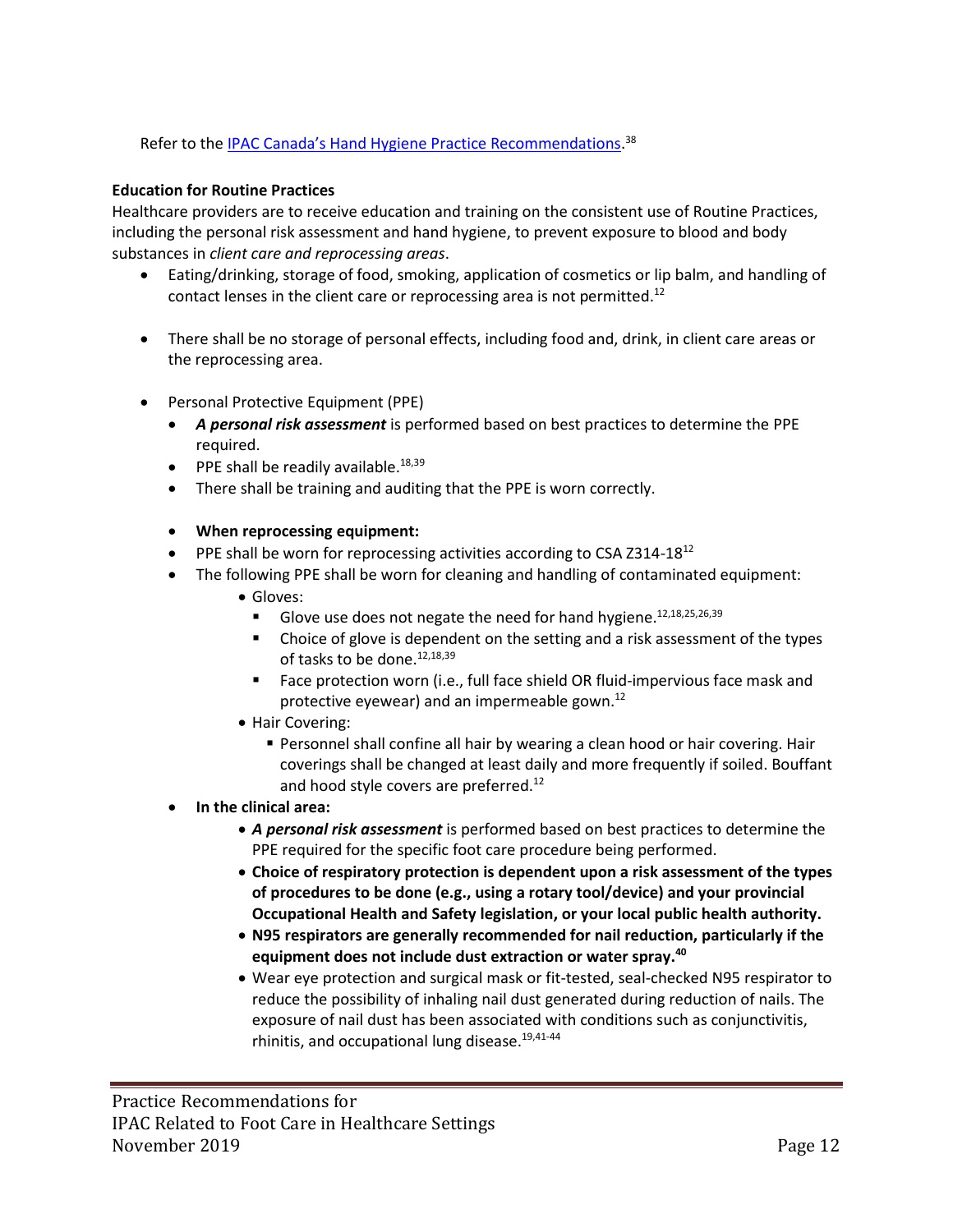Refer to the [IPAC Canada's Hand Hygiene Practice Recommendations](#).[38]

**Education for Routine Practices**

Healthcare providers are to receive education and training on the consistent use of Routine Practices, including the personal risk assessment and hand hygiene, to prevent exposure to blood and body substances in *client care and reprocessing areas*.

- Eating/drinking, storage of food, smoking, application of cosmetics or lip balm, and handling of contact lenses in the client care or reprocessing area is not permitted.[12]

- There shall be no storage of personal effects, including food and, drink, in client care areas or the reprocessing area.

- Personal Protective Equipment (PPE)
    - ***A personal risk assessment*** is performed based on best practices to determine the PPE required.
    - PPE shall be readily available.[18,39]
    - There shall be training and auditing that the PPE is worn correctly.

    - **When reprocessing equipment:**
    - PPE shall be worn for reprocessing activities according to CSA Z314-18[12]
    - The following PPE shall be worn for cleaning and handling of contaminated equipment:
        - Gloves:
            - Glove use does not negate the need for hand hygiene.[12,18,25,26,39]
            - Choice of glove is dependent on the setting and a risk assessment of the types of tasks to be done.[12,18,39]
            - Face protection worn (i.e., full face shield OR fluid-impervious face mask and protective eyewear) and an impermeable gown.[12]
        - Hair Covering:
            - Personnel shall confine all hair by wearing a clean hood or hair covering. Hair coverings shall be changed at least daily and more frequently if soiled. Bouffant and hood style covers are preferred.[12]
    - **In the clinical area:**
        - ***A personal risk assessment*** is performed based on best practices to determine the PPE required for the specific foot care procedure being performed.
        - **Choice of respiratory protection is dependent upon a risk assessment of the types of procedures to be done (e.g., using a rotary tool/device) and your provincial Occupational Health and Safety legislation, or your local public health authority.**
        - **N95 respirators are generally recommended for nail reduction, particularly if the equipment does not include dust extraction or water spray.[40]**
        - Wear eye protection and surgical mask or fit-tested, seal-checked N95 respirator to reduce the possibility of inhaling nail dust generated during reduction of nails. The exposure of nail dust has been associated with conditions such as conjunctivitis, rhinitis, and occupational lung disease.[19,41-44]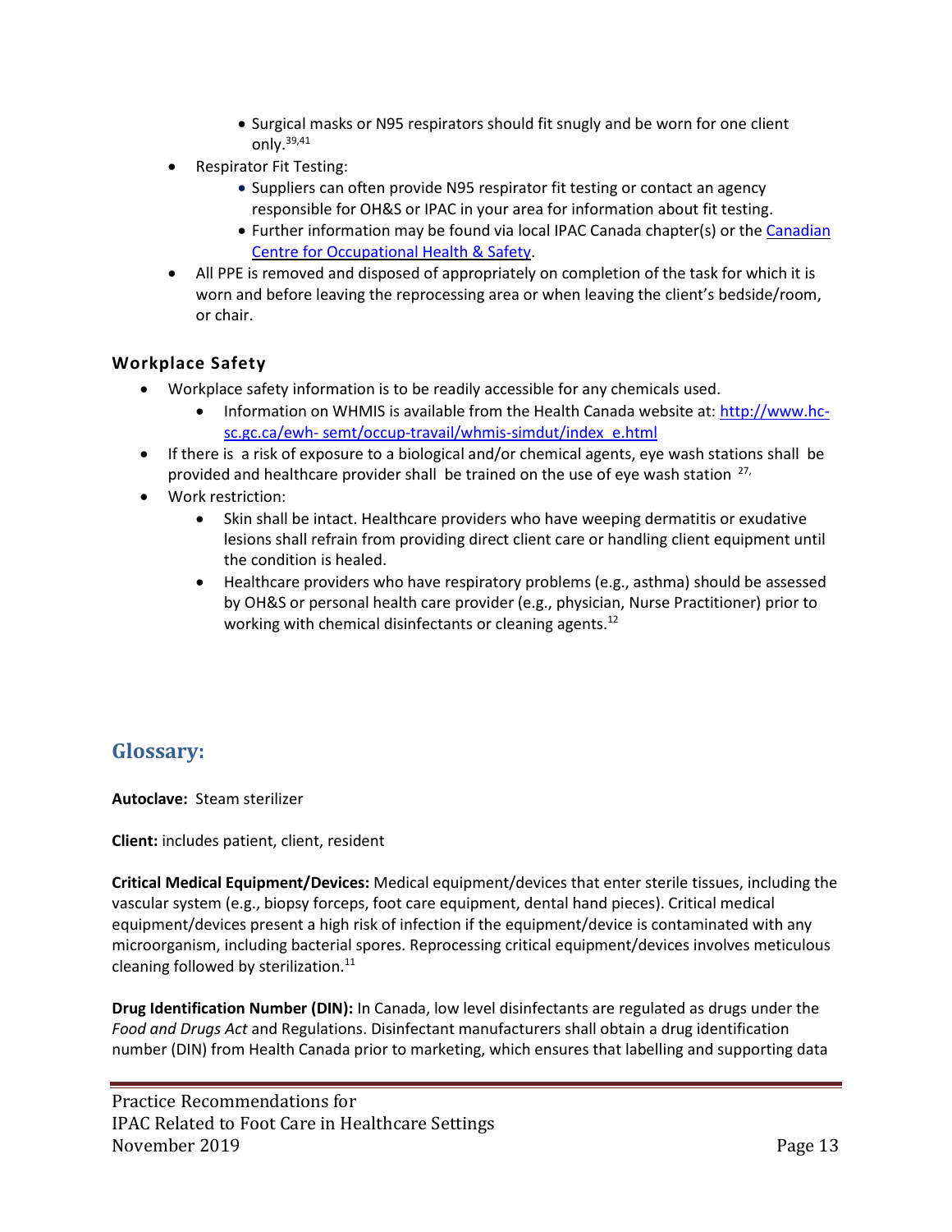- Surgical masks or N95 respirators should fit snugly and be worn for one client only.[39,41]
- Respirator Fit Testing:
    - Suppliers can often provide N95 respirator fit testing or contact an agency responsible for OH&S or IPAC in your area for information about fit testing.
    - Further information may be found via local IPAC Canada chapter(s) or the [Canadian Centre for Occupational Health & Safety](Canadian Centre for Occupational Health & Safety).
- All PPE is removed and disposed of appropriately on completion of the task for which it is worn and before leaving the reprocessing area or when leaving the client's bedside/room, or chair.

### Workplace Safety

- Workplace safety information is to be readily accessible for any chemicals used.
    - Information on WHMIS is available from the Health Canada website at: http://www.hc-sc.gc.ca/ewh- semt/occup-travail/whmis-simdut/index_e.html
- If there is a risk of exposure to a biological and/or chemical agents, eye wash stations shall be provided and healthcare provider shall be trained on the use of eye wash station [27,]
- Work restriction:
    - Skin shall be intact. Healthcare providers who have weeping dermatitis or exudative lesions shall refrain from providing direct client care or handling client equipment until the condition is healed.
    - Healthcare providers who have respiratory problems (e.g., asthma) should be assessed by OH&S or personal health care provider (e.g., physician, Nurse Practitioner) prior to working with chemical disinfectants or cleaning agents.[12]

## Glossary:

**Autoclave:** Steam sterilizer

**Client:** includes patient, client, resident

**Critical Medical Equipment/Devices:** Medical equipment/devices that enter sterile tissues, including the vascular system (e.g., biopsy forceps, foot care equipment, dental hand pieces). Critical medical equipment/devices present a high risk of infection if the equipment/device is contaminated with any microorganism, including bacterial spores. Reprocessing critical equipment/devices involves meticulous cleaning followed by sterilization.[11]

**Drug Identification Number (DIN):** In Canada, low level disinfectants are regulated as drugs under the *Food and Drugs Act* and Regulations. Disinfectant manufacturers shall obtain a drug identification number (DIN) from Health Canada prior to marketing, which ensures that labelling and supporting data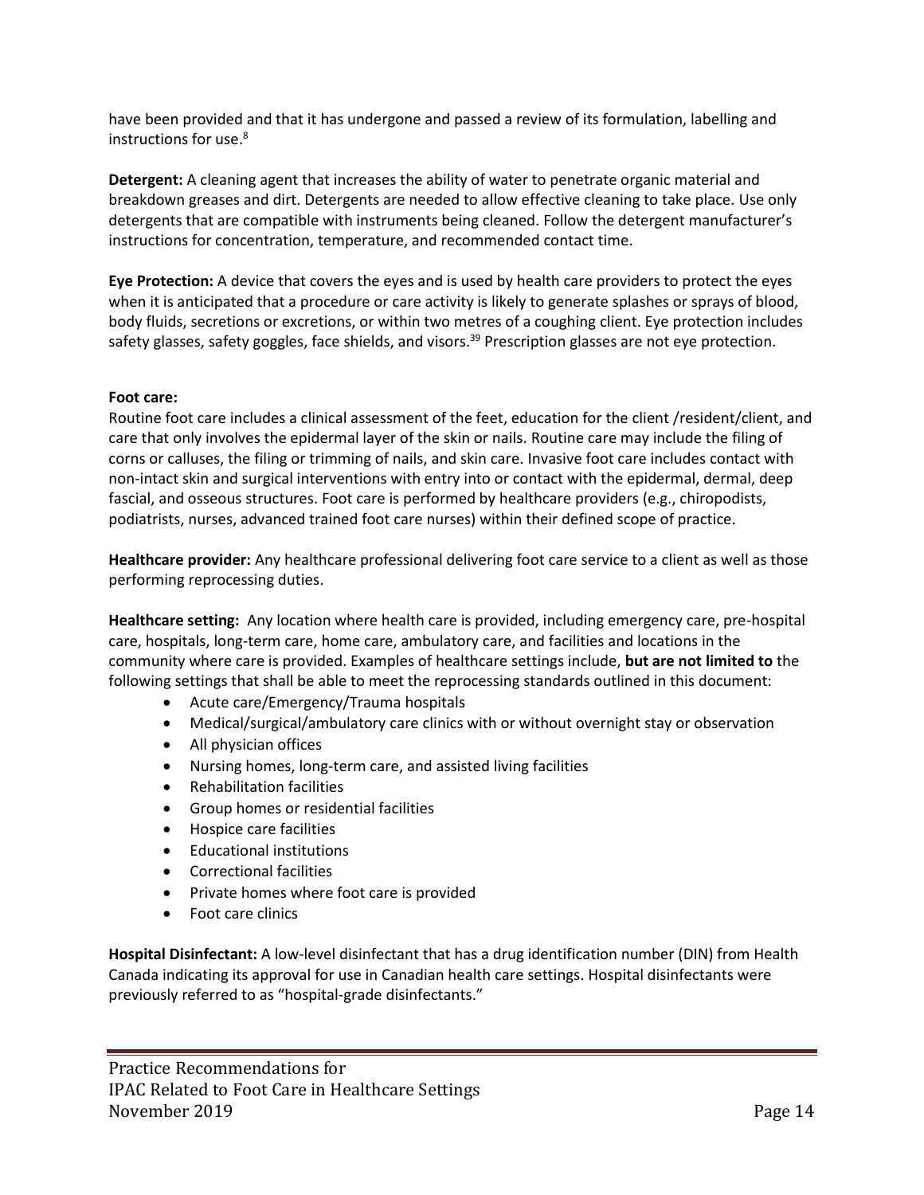have been provided and that it has undergone and passed a review of its formulation, labelling and instructions for use.[8]

**Detergent:** A cleaning agent that increases the ability of water to penetrate organic material and breakdown greases and dirt. Detergents are needed to allow effective cleaning to take place. Use only detergents that are compatible with instruments being cleaned. Follow the detergent manufacturer's instructions for concentration, temperature, and recommended contact time.

**Eye Protection:** A device that covers the eyes and is used by health care providers to protect the eyes when it is anticipated that a procedure or care activity is likely to generate splashes or sprays of blood, body fluids, secretions or excretions, or within two metres of a coughing client. Eye protection includes safety glasses, safety goggles, face shields, and visors.[39] Prescription glasses are not eye protection.

**Foot care:**
Routine foot care includes a clinical assessment of the feet, education for the client /resident/client, and care that only involves the epidermal layer of the skin or nails. Routine care may include the filing of corns or calluses, the filing or trimming of nails, and skin care. Invasive foot care includes contact with non-intact skin and surgical interventions with entry into or contact with the epidermal, dermal, deep fascial, and osseous structures. Foot care is performed by healthcare providers (e.g., chiropodists, podiatrists, nurses, advanced trained foot care nurses) within their defined scope of practice.

**Healthcare provider:** Any healthcare professional delivering foot care service to a client as well as those performing reprocessing duties.

**Healthcare setting:** Any location where health care is provided, including emergency care, pre-hospital care, hospitals, long-term care, home care, ambulatory care, and facilities and locations in the community where care is provided. Examples of healthcare settings include, **but are not limited to** the following settings that shall be able to meet the reprocessing standards outlined in this document:

- Acute care/Emergency/Trauma hospitals
- Medical/surgical/ambulatory care clinics with or without overnight stay or observation
- All physician offices
- Nursing homes, long-term care, and assisted living facilities
- Rehabilitation facilities
- Group homes or residential facilities
- Hospice care facilities
- Educational institutions
- Correctional facilities
- Private homes where foot care is provided
- Foot care clinics

**Hospital Disinfectant:** A low-level disinfectant that has a drug identification number (DIN) from Health Canada indicating its approval for use in Canadian health care settings. Hospital disinfectants were previously referred to as "hospital-grade disinfectants."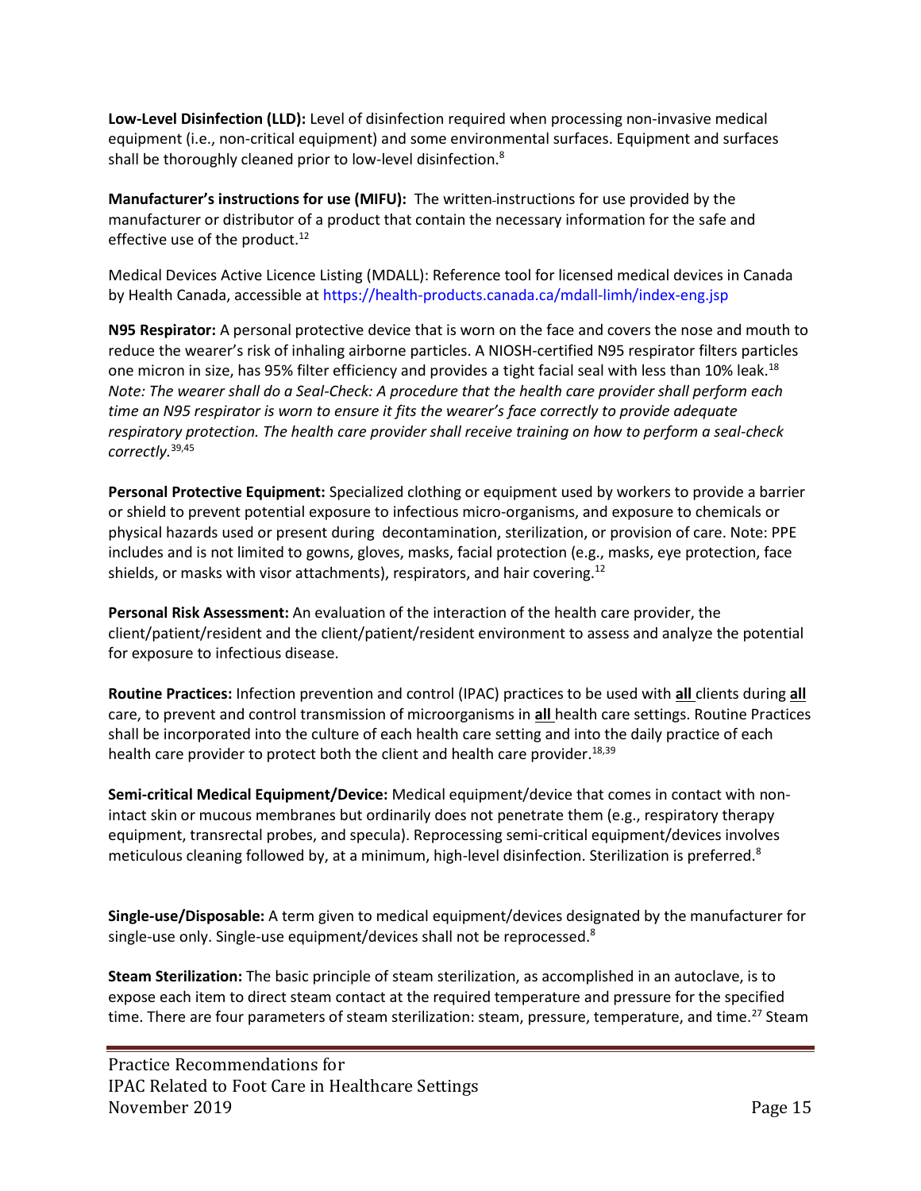**Low-Level Disinfection (LLD):** Level of disinfection required when processing non-invasive medical equipment (i.e., non-critical equipment) and some environmental surfaces. Equipment and surfaces shall be thoroughly cleaned prior to low-level disinfection.[8]

**Manufacturer's instructions for use (MIFU):** The written instructions for use provided by the manufacturer or distributor of a product that contain the necessary information for the safe and effective use of the product.[12]

Medical Devices Active Licence Listing (MDALL): Reference tool for licensed medical devices in Canada by Health Canada, accessible at https://health-products.canada.ca/mdall-limh/index-eng.jsp

**N95 Respirator:** A personal protective device that is worn on the face and covers the nose and mouth to reduce the wearer's risk of inhaling airborne particles. A NIOSH-certified N95 respirator filters particles one micron in size, has 95% filter efficiency and provides a tight facial seal with less than 10% leak.[18] *Note: The wearer shall do a Seal-Check: A procedure that the health care provider shall perform each time an N95 respirator is worn to ensure it fits the wearer's face correctly to provide adequate respiratory protection. The health care provider shall receive training on how to perform a seal-check correctly.*[39,45]

**Personal Protective Equipment:** Specialized clothing or equipment used by workers to provide a barrier or shield to prevent potential exposure to infectious micro-organisms, and exposure to chemicals or physical hazards used or present during decontamination, sterilization, or provision of care. Note: PPE includes and is not limited to gowns, gloves, masks, facial protection (e.g., masks, eye protection, face shields, or masks with visor attachments), respirators, and hair covering.[12]

**Personal Risk Assessment:** An evaluation of the interaction of the health care provider, the client/patient/resident and the client/patient/resident environment to assess and analyze the potential for exposure to infectious disease.

**Routine Practices:** Infection prevention and control (IPAC) practices to be used with **all** clients during **all** care, to prevent and control transmission of microorganisms in **all** health care settings. Routine Practices shall be incorporated into the culture of each health care setting and into the daily practice of each health care provider to protect both the client and health care provider.[18,39]

**Semi-critical Medical Equipment/Device:** Medical equipment/device that comes in contact with non-intact skin or mucous membranes but ordinarily does not penetrate them (e.g., respiratory therapy equipment, transrectal probes, and specula). Reprocessing semi-critical equipment/devices involves meticulous cleaning followed by, at a minimum, high-level disinfection. Sterilization is preferred.[8]

**Single-use/Disposable:** A term given to medical equipment/devices designated by the manufacturer for single-use only. Single-use equipment/devices shall not be reprocessed.[8]

**Steam Sterilization:** The basic principle of steam sterilization, as accomplished in an autoclave, is to expose each item to direct steam contact at the required temperature and pressure for the specified time. There are four parameters of steam sterilization: steam, pressure, temperature, and time.[27] Steam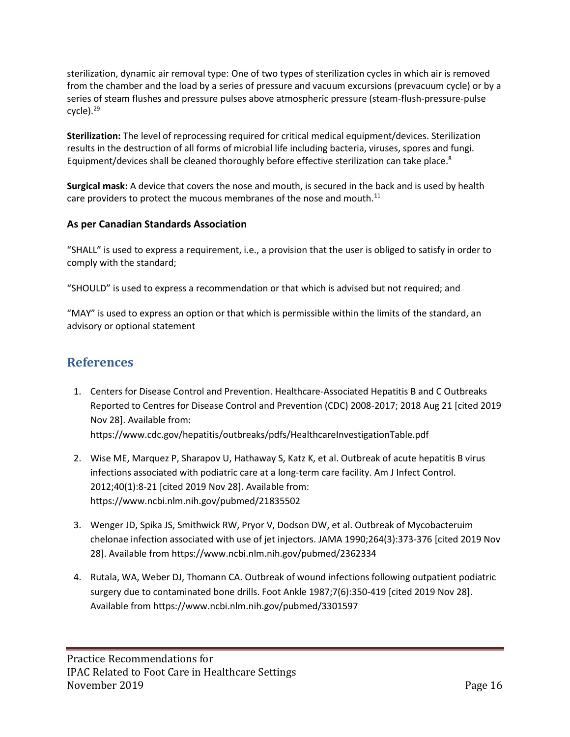sterilization, dynamic air removal type: One of two types of sterilization cycles in which air is removed from the chamber and the load by a series of pressure and vacuum excursions (prevacuum cycle) or by a series of steam flushes and pressure pulses above atmospheric pressure (steam-flush-pressure-pulse cycle).[29]

**Sterilization:** The level of reprocessing required for critical medical equipment/devices. Sterilization results in the destruction of all forms of microbial life including bacteria, viruses, spores and fungi. Equipment/devices shall be cleaned thoroughly before effective sterilization can take place.[8]

**Surgical mask:** A device that covers the nose and mouth, is secured in the back and is used by health care providers to protect the mucous membranes of the nose and mouth.[11]

### As per Canadian Standards Association

"SHALL" is used to express a requirement, i.e., a provision that the user is obliged to satisfy in order to comply with the standard;

"SHOULD" is used to express a recommendation or that which is advised but not required; and

"MAY" is used to express an option or that which is permissible within the limits of the standard, an advisory or optional statement

## References

1. Centers for Disease Control and Prevention. Healthcare-Associated Hepatitis B and C Outbreaks Reported to Centres for Disease Control and Prevention (CDC) 2008-2017; 2018 Aug 21 [cited 2019 Nov 28]. Available from: https://www.cdc.gov/hepatitis/outbreaks/pdfs/HealthcareInvestigationTable.pdf
2. Wise ME, Marquez P, Sharapov U, Hathaway S, Katz K, et al. Outbreak of acute hepatitis B virus infections associated with podiatric care at a long-term care facility. Am J Infect Control. 2012;40(1):8-21 [cited 2019 Nov 28]. Available from: https://www.ncbi.nlm.nih.gov/pubmed/21835502
3. Wenger JD, Spika JS, Smithwick RW, Pryor V, Dodson DW, et al. Outbreak of Mycobacteruim chelonae infection associated with use of jet injectors. JAMA 1990;264(3):373-376 [cited 2019 Nov 28]. Available from https://www.ncbi.nlm.nih.gov/pubmed/2362334
4. Rutala, WA, Weber DJ, Thomann CA. Outbreak of wound infections following outpatient podiatric surgery due to contaminated bone drills. Foot Ankle 1987;7(6):350-419 [cited 2019 Nov 28]. Available from https://www.ncbi.nlm.nih.gov/pubmed/3301597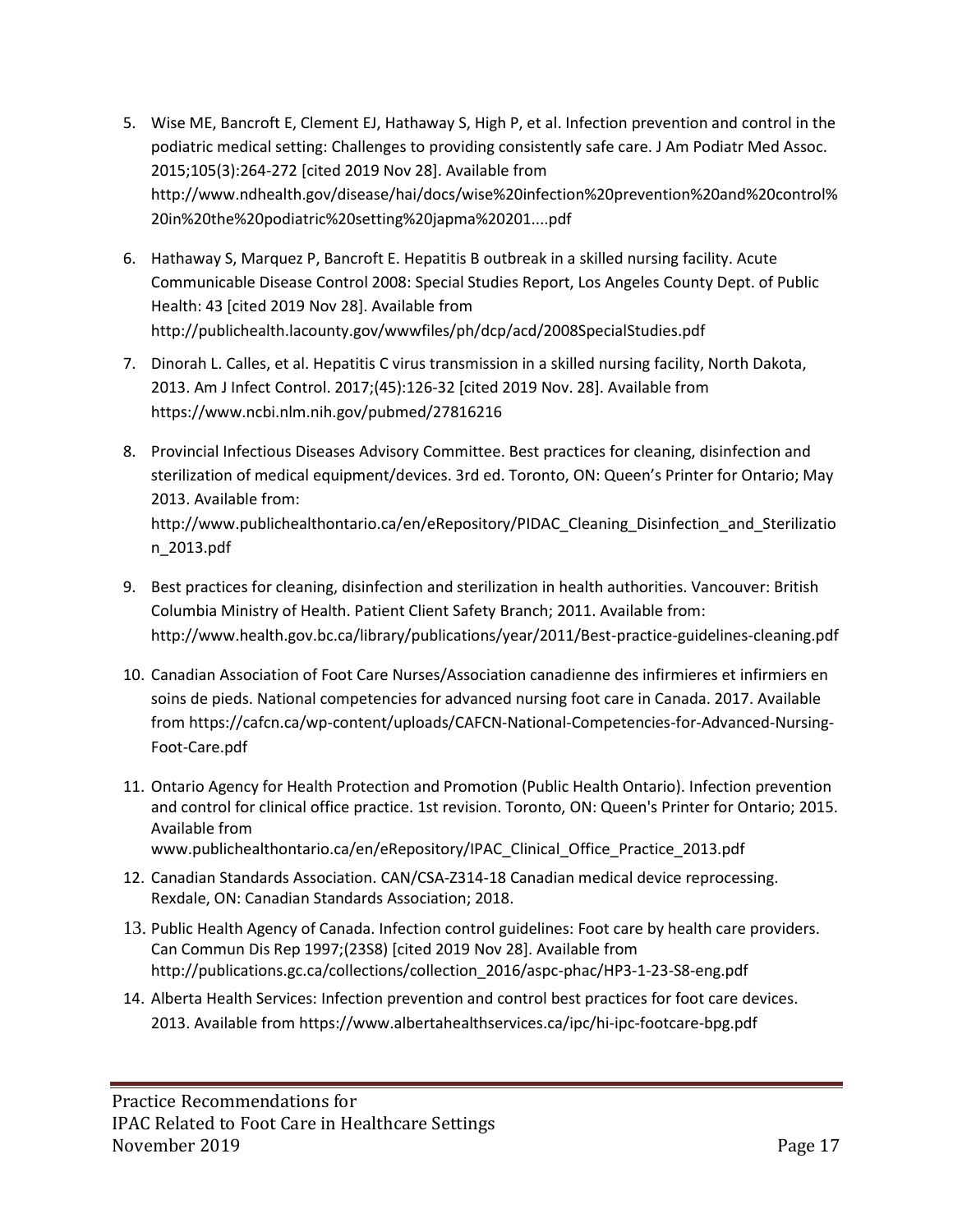5. Wise ME, Bancroft E, Clement EJ, Hathaway S, High P, et al. Infection prevention and control in the podiatric medical setting: Challenges to providing consistently safe care. J Am Podiatr Med Assoc. 2015;105(3):264-272 [cited 2019 Nov 28]. Available from http://www.ndhealth.gov/disease/hai/docs/wise%20infection%20prevention%20and%20control%20in%20the%20podiatric%20setting%20japma%20201....pdf

6. Hathaway S, Marquez P, Bancroft E. Hepatitis B outbreak in a skilled nursing facility. Acute Communicable Disease Control 2008: Special Studies Report, Los Angeles County Dept. of Public Health: 43 [cited 2019 Nov 28]. Available from http://publichealth.lacounty.gov/wwwfiles/ph/dcp/acd/2008SpecialStudies.pdf

7. Dinorah L. Calles, et al. Hepatitis C virus transmission in a skilled nursing facility, North Dakota, 2013. Am J Infect Control. 2017;(45):126-32 [cited 2019 Nov. 28]. Available from https://www.ncbi.nlm.nih.gov/pubmed/27816216

8. Provincial Infectious Diseases Advisory Committee. Best practices for cleaning, disinfection and sterilization of medical equipment/devices. 3rd ed. Toronto, ON: Queen's Printer for Ontario; May 2013. Available from: http://www.publichealthontario.ca/en/eRepository/PIDAC_Cleaning_Disinfection_and_Sterilization_2013.pdf

9. Best practices for cleaning, disinfection and sterilization in health authorities. Vancouver: British Columbia Ministry of Health. Patient Client Safety Branch; 2011. Available from: http://www.health.gov.bc.ca/library/publications/year/2011/Best-practice-guidelines-cleaning.pdf

10. Canadian Association of Foot Care Nurses/Association canadienne des infirmieres et infirmiers en soins de pieds. National competencies for advanced nursing foot care in Canada. 2017. Available from https://cafcn.ca/wp-content/uploads/CAFCN-National-Competencies-for-Advanced-Nursing-Foot-Care.pdf

11. Ontario Agency for Health Protection and Promotion (Public Health Ontario). Infection prevention and control for clinical office practice. 1st revision. Toronto, ON: Queen's Printer for Ontario; 2015. Available from www.publichealthontario.ca/en/eRepository/IPAC_Clinical_Office_Practice_2013.pdf

12. Canadian Standards Association. CAN/CSA-Z314-18 Canadian medical device reprocessing. Rexdale, ON: Canadian Standards Association; 2018.

13. Public Health Agency of Canada. Infection control guidelines: Foot care by health care providers. Can Commun Dis Rep 1997;(23S8) [cited 2019 Nov 28]. Available from http://publications.gc.ca/collections/collection_2016/aspc-phac/HP3-1-23-S8-eng.pdf

14. Alberta Health Services: Infection prevention and control best practices for foot care devices. 2013. Available from https://www.albertahealthservices.ca/ipc/hi-ipc-footcare-bpg.pdf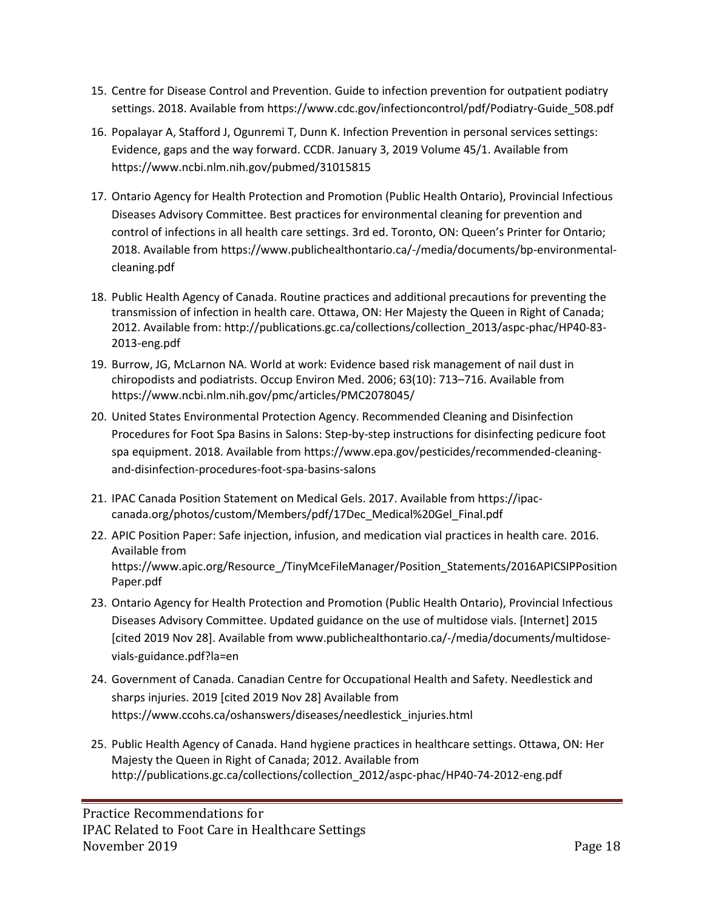15. Centre for Disease Control and Prevention. Guide to infection prevention for outpatient podiatry settings. 2018. Available from https://www.cdc.gov/infectioncontrol/pdf/Podiatry-Guide_508.pdf

16. Popalayar A, Stafford J, Ogunremi T, Dunn K. Infection Prevention in personal services settings: Evidence, gaps and the way forward. CCDR. January 3, 2019 Volume 45/1. Available from https://www.ncbi.nlm.nih.gov/pubmed/31015815

17. Ontario Agency for Health Protection and Promotion (Public Health Ontario), Provincial Infectious Diseases Advisory Committee. Best practices for environmental cleaning for prevention and control of infections in all health care settings. 3rd ed. Toronto, ON: Queen's Printer for Ontario; 2018. Available from https://www.publichealthontario.ca/-/media/documents/bp-environmental-cleaning.pdf

18. Public Health Agency of Canada. Routine practices and additional precautions for preventing the transmission of infection in health care. Ottawa, ON: Her Majesty the Queen in Right of Canada; 2012. Available from: http://publications.gc.ca/collections/collection_2013/aspc-phac/HP40-83-2013-eng.pdf

19. Burrow, JG, McLarnon NA. World at work: Evidence based risk management of nail dust in chiropodists and podiatrists. Occup Environ Med. 2006; 63(10): 713–716. Available from https://www.ncbi.nlm.nih.gov/pmc/articles/PMC2078045/

20. United States Environmental Protection Agency. Recommended Cleaning and Disinfection Procedures for Foot Spa Basins in Salons: Step-by-step instructions for disinfecting pedicure foot spa equipment. 2018. Available from https://www.epa.gov/pesticides/recommended-cleaning-and-disinfection-procedures-foot-spa-basins-salons

21. IPAC Canada Position Statement on Medical Gels. 2017. Available from https://ipac-canada.org/photos/custom/Members/pdf/17Dec_Medical%20Gel_Final.pdf

22. APIC Position Paper: Safe injection, infusion, and medication vial practices in health care. 2016. Available from https://www.apic.org/Resource_/TinyMceFileManager/Position_Statements/2016APICSIPPositionPaper.pdf

23. Ontario Agency for Health Protection and Promotion (Public Health Ontario), Provincial Infectious Diseases Advisory Committee. Updated guidance on the use of multidose vials. [Internet] 2015 [cited 2019 Nov 28]. Available from www.publichealthontario.ca/-/media/documents/multidose-vials-guidance.pdf?la=en

24. Government of Canada. Canadian Centre for Occupational Health and Safety. Needlestick and sharps injuries. 2019 [cited 2019 Nov 28] Available from https://www.ccohs.ca/oshanswers/diseases/needlestick_injuries.html

25. Public Health Agency of Canada. Hand hygiene practices in healthcare settings. Ottawa, ON: Her Majesty the Queen in Right of Canada; 2012. Available from http://publications.gc.ca/collections/collection_2012/aspc-phac/HP40-74-2012-eng.pdf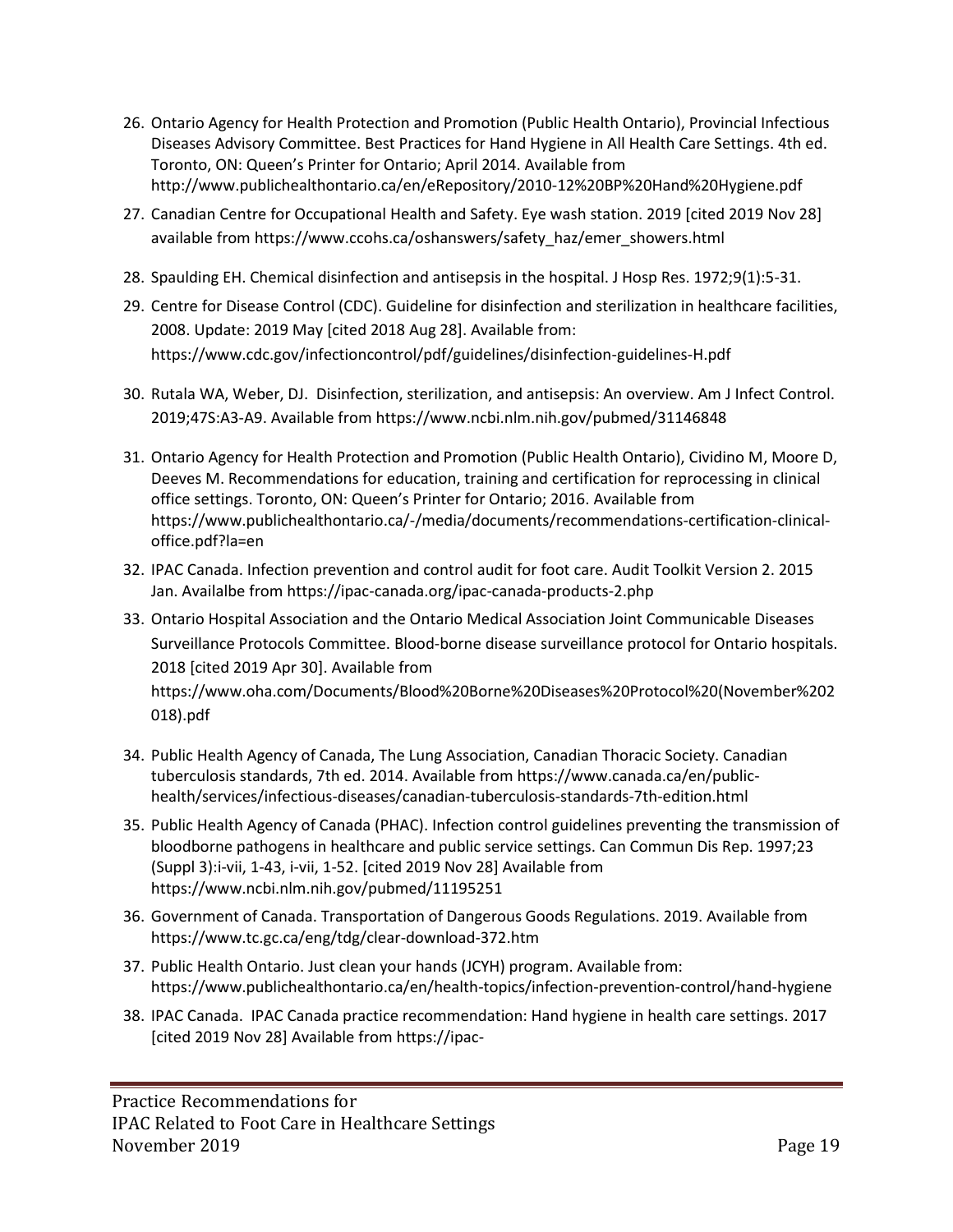26. Ontario Agency for Health Protection and Promotion (Public Health Ontario), Provincial Infectious Diseases Advisory Committee. Best Practices for Hand Hygiene in All Health Care Settings. 4th ed. Toronto, ON: Queen's Printer for Ontario; April 2014. Available from http://www.publichealthontario.ca/en/eRepository/2010-12%20BP%20Hand%20Hygiene.pdf
27. Canadian Centre for Occupational Health and Safety. Eye wash station. 2019 [cited 2019 Nov 28] available from https://www.ccohs.ca/oshanswers/safety_haz/emer_showers.html
28. Spaulding EH. Chemical disinfection and antisepsis in the hospital. J Hosp Res. 1972;9(1):5-31.
29. Centre for Disease Control (CDC). Guideline for disinfection and sterilization in healthcare facilities, 2008. Update: 2019 May [cited 2018 Aug 28]. Available from: https://www.cdc.gov/infectioncontrol/pdf/guidelines/disinfection-guidelines-H.pdf
30. Rutala WA, Weber, DJ. Disinfection, sterilization, and antisepsis: An overview. Am J Infect Control. 2019;47S:A3-A9. Available from https://www.ncbi.nlm.nih.gov/pubmed/31146848
31. Ontario Agency for Health Protection and Promotion (Public Health Ontario), Cividino M, Moore D, Deeves M. Recommendations for education, training and certification for reprocessing in clinical office settings. Toronto, ON: Queen's Printer for Ontario; 2016. Available from https://www.publichealthontario.ca/-/media/documents/recommendations-certification-clinical-office.pdf?la=en
32. IPAC Canada. Infection prevention and control audit for foot care. Audit Toolkit Version 2. 2015 Jan. Availalbe from https://ipac-canada.org/ipac-canada-products-2.php
33. Ontario Hospital Association and the Ontario Medical Association Joint Communicable Diseases Surveillance Protocols Committee. Blood-borne disease surveillance protocol for Ontario hospitals. 2018 [cited 2019 Apr 30]. Available from https://www.oha.com/Documents/Blood%20Borne%20Diseases%20Protocol%20(November%202018).pdf
34. Public Health Agency of Canada, The Lung Association, Canadian Thoracic Society. Canadian tuberculosis standards, 7th ed. 2014. Available from https://www.canada.ca/en/public-health/services/infectious-diseases/canadian-tuberculosis-standards-7th-edition.html
35. Public Health Agency of Canada (PHAC). Infection control guidelines preventing the transmission of bloodborne pathogens in healthcare and public service settings. Can Commun Dis Rep. 1997;23 (Suppl 3):i-vii, 1-43, i-vii, 1-52. [cited 2019 Nov 28] Available from https://www.ncbi.nlm.nih.gov/pubmed/11195251
36. Government of Canada. Transportation of Dangerous Goods Regulations. 2019. Available from https://www.tc.gc.ca/eng/tdg/clear-download-372.htm
37. Public Health Ontario. Just clean your hands (JCYH) program. Available from: https://www.publichealthontario.ca/en/health-topics/infection-prevention-control/hand-hygiene
38. IPAC Canada. IPAC Canada practice recommendation: Hand hygiene in health care settings. 2017 [cited 2019 Nov 28] Available from https://ipac-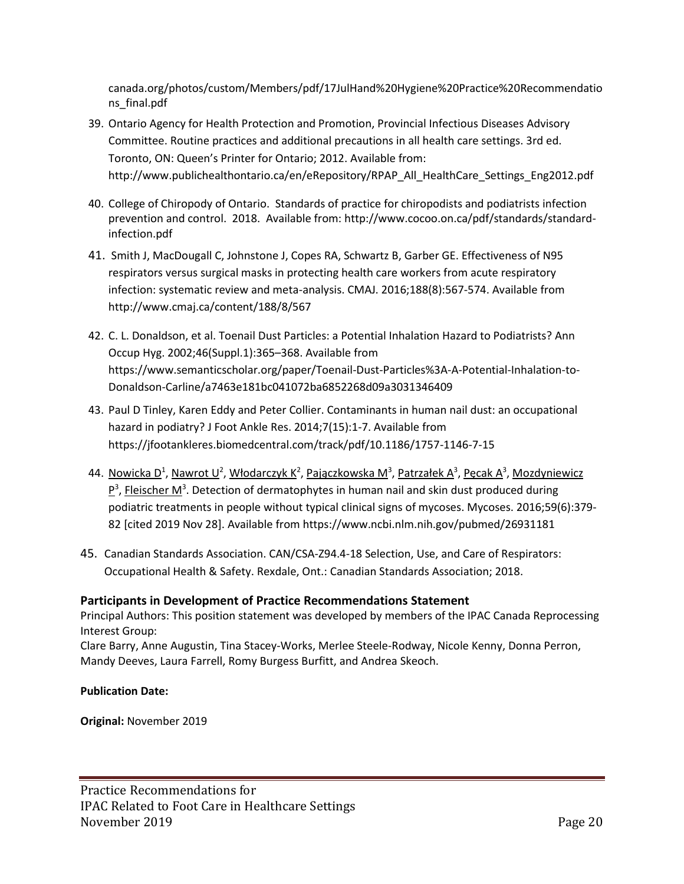canada.org/photos/custom/Members/pdf/17JulHand%20Hygiene%20Practice%20Recommendations_final.pdf

39. Ontario Agency for Health Protection and Promotion, Provincial Infectious Diseases Advisory Committee. Routine practices and additional precautions in all health care settings. 3rd ed. Toronto, ON: Queen's Printer for Ontario; 2012. Available from: http://www.publichealthontario.ca/en/eRepository/RPAP_All_HealthCare_Settings_Eng2012.pdf

40. College of Chiropody of Ontario. Standards of practice for chiropodists and podiatrists infection prevention and control. 2018. Available from: http://www.cocoo.on.ca/pdf/standards/standard-infection.pdf

41. Smith J, MacDougall C, Johnstone J, Copes RA, Schwartz B, Garber GE. Effectiveness of N95 respirators versus surgical masks in protecting health care workers from acute respiratory infection: systematic review and meta-analysis. CMAJ. 2016;188(8):567-574. Available from http://www.cmaj.ca/content/188/8/567

42. C. L. Donaldson, et al. Toenail Dust Particles: a Potential Inhalation Hazard to Podiatrists? Ann Occup Hyg. 2002;46(Suppl.1):365–368. Available from https://www.semanticscholar.org/paper/Toenail-Dust-Particles%3A-A-Potential-Inhalation-to-Donaldson-Carline/a7463e181bc041072ba6852268d09a3031346409

43. Paul D Tinley, Karen Eddy and Peter Collier. Contaminants in human nail dust: an occupational hazard in podiatry? J Foot Ankle Res. 2014;7(15):1-7. Available from https://jfootankleres.biomedcentral.com/track/pdf/10.1186/1757-1146-7-15

44. Nowicka D[1], Nawrot U[2], Włodarczyk K[2], Pajączkowska M[3], Patrzałek A[3], Pęcak A[3], Mozdyniewicz P[3], Fleischer M[3]. Detection of dermatophytes in human nail and skin dust produced during podiatric treatments in people without typical clinical signs of mycoses. Mycoses. 2016;59(6):379-82 [cited 2019 Nov 28]. Available from https://www.ncbi.nlm.nih.gov/pubmed/26931181

45. Canadian Standards Association. CAN/CSA-Z94.4-18 Selection, Use, and Care of Respirators: Occupational Health & Safety. Rexdale, Ont.: Canadian Standards Association; 2018.

### Participants in Development of Practice Recommendations Statement

Principal Authors: This position statement was developed by members of the IPAC Canada Reprocessing Interest Group:

Clare Barry, Anne Augustin, Tina Stacey-Works, Merlee Steele-Rodway, Nicole Kenny, Donna Perron, Mandy Deeves, Laura Farrell, Romy Burgess Burfitt, and Andrea Skeoch.

**Publication Date:**

**Original:** November 2019